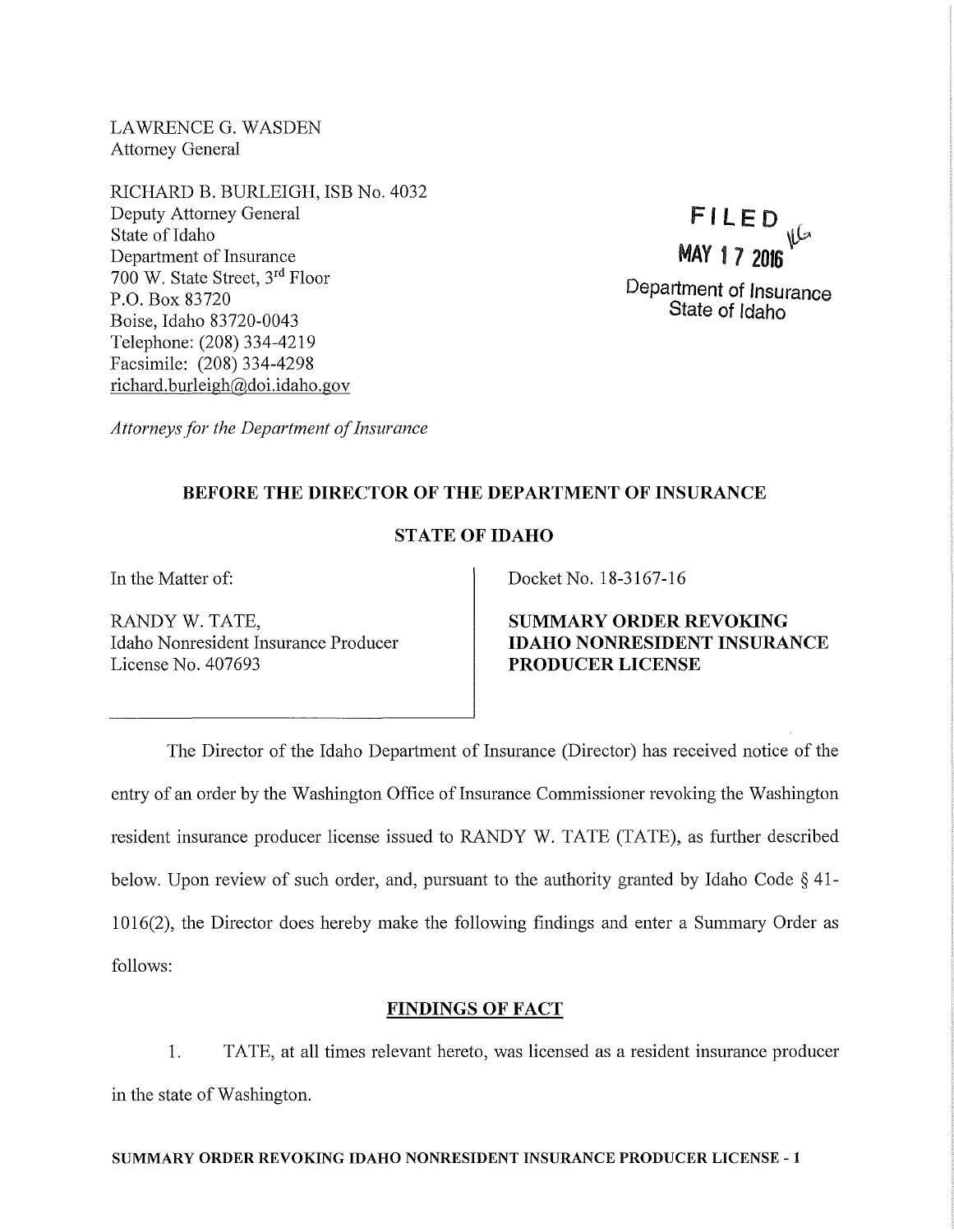LAWRENCE G. WASDEN
Attorney General

RICHARD B. BURLEIGH, ISB No. 4032
Deputy Attorney General
State of Idaho
Department of Insurance
700 W. State Street, 3rd Floor
P.O. Box 83720
Boise, Idaho 83720-0043
Telephone: (208) 334-4219
Facsimile: (208) 334-4298
richard.burleigh@doi.idaho.gov

*Attorneys for the Department of Insurance*

FILED
MAY 17 2016
Department of Insurance
State of Idaho

**BEFORE THE DIRECTOR OF THE DEPARTMENT OF INSURANCE**

**STATE OF IDAHO**

In the Matter of:

RANDY W. TATE,
Idaho Nonresident Insurance Producer
License No. 407693

Docket No. 18-3167-16

**SUMMARY ORDER REVOKING IDAHO NONRESIDENT INSURANCE PRODUCER LICENSE**

The Director of the Idaho Department of Insurance (Director) has received notice of the entry of an order by the Washington Office of Insurance Commissioner revoking the Washington resident insurance producer license issued to RANDY W. TATE (TATE), as further described below. Upon review of such order, and, pursuant to the authority granted by Idaho Code § 41-1016(2), the Director does hereby make the following findings and enter a Summary Order as follows:

## FINDINGS OF FACT

1. TATE, at all times relevant hereto, was licensed as a resident insurance producer in the state of Washington.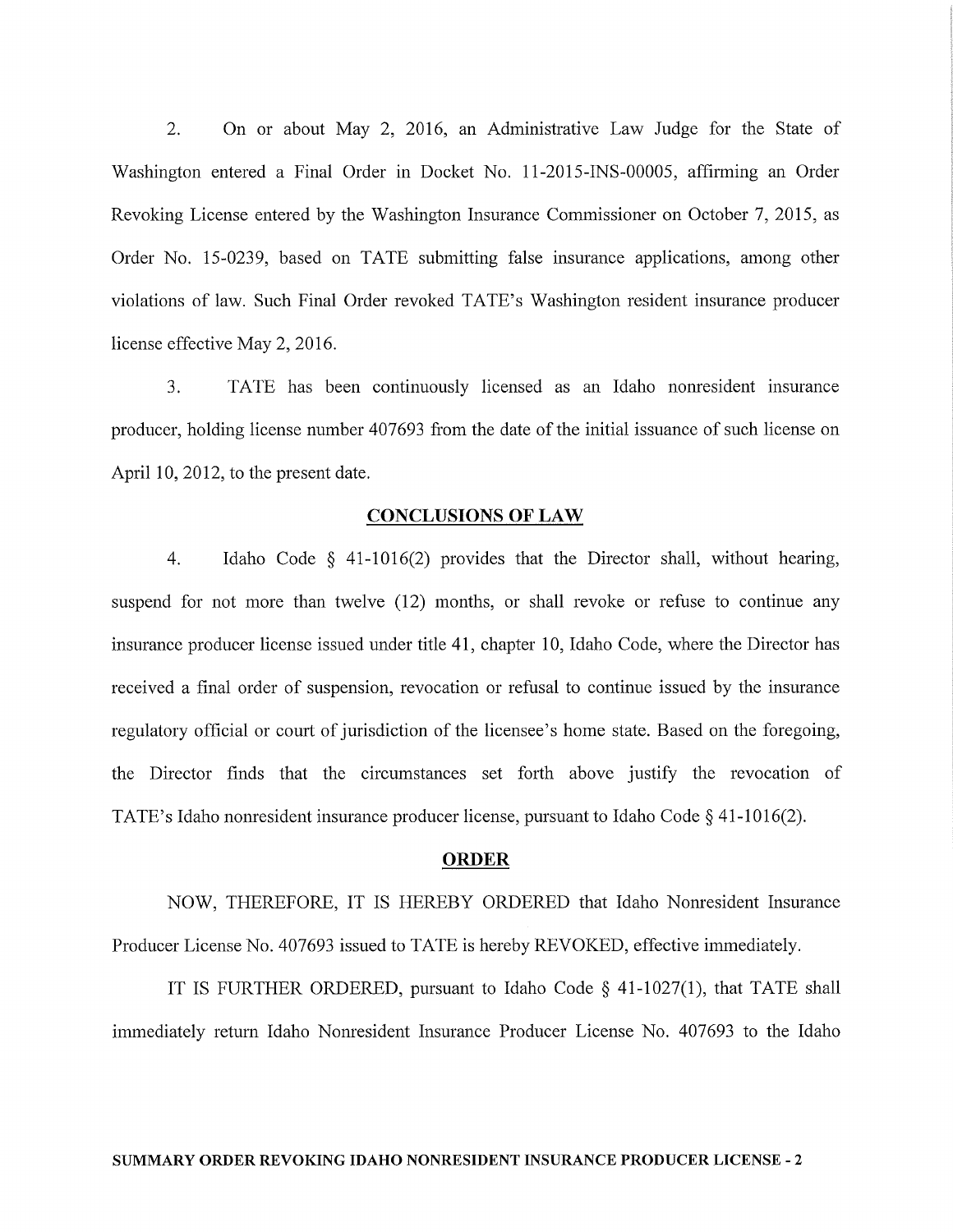2. On or about May 2, 2016, an Administrative Law Judge for the State of Washington entered a Final Order in Docket No. 11-2015-INS-00005, affirming an Order Revoking License entered by the Washington Insurance Commissioner on October 7, 2015, as Order No. 15-0239, based on TATE submitting false insurance applications, among other violations of law. Such Final Order revoked TATE's Washington resident insurance producer license effective May 2, 2016.

3. TATE has been continuously licensed as an Idaho nonresident insurance producer, holding license number 407693 from the date of the initial issuance of such license on April 10, 2012, to the present date.

## CONCLUSIONS OF LAW

4. Idaho Code § 41-1016(2) provides that the Director shall, without hearing, suspend for not more than twelve (12) months, or shall revoke or refuse to continue any insurance producer license issued under title 41, chapter 10, Idaho Code, where the Director has received a final order of suspension, revocation or refusal to continue issued by the insurance regulatory official or court of jurisdiction of the licensee's home state. Based on the foregoing, the Director finds that the circumstances set forth above justify the revocation of TATE's Idaho nonresident insurance producer license, pursuant to Idaho Code § 41-1016(2).

## ORDER

NOW, THEREFORE, IT IS HEREBY ORDERED that Idaho Nonresident Insurance Producer License No. 407693 issued to TATE is hereby REVOKED, effective immediately.

IT IS FURTHER ORDERED, pursuant to Idaho Code § 41-1027(1), that TATE shall immediately return Idaho Nonresident Insurance Producer License No. 407693 to the Idaho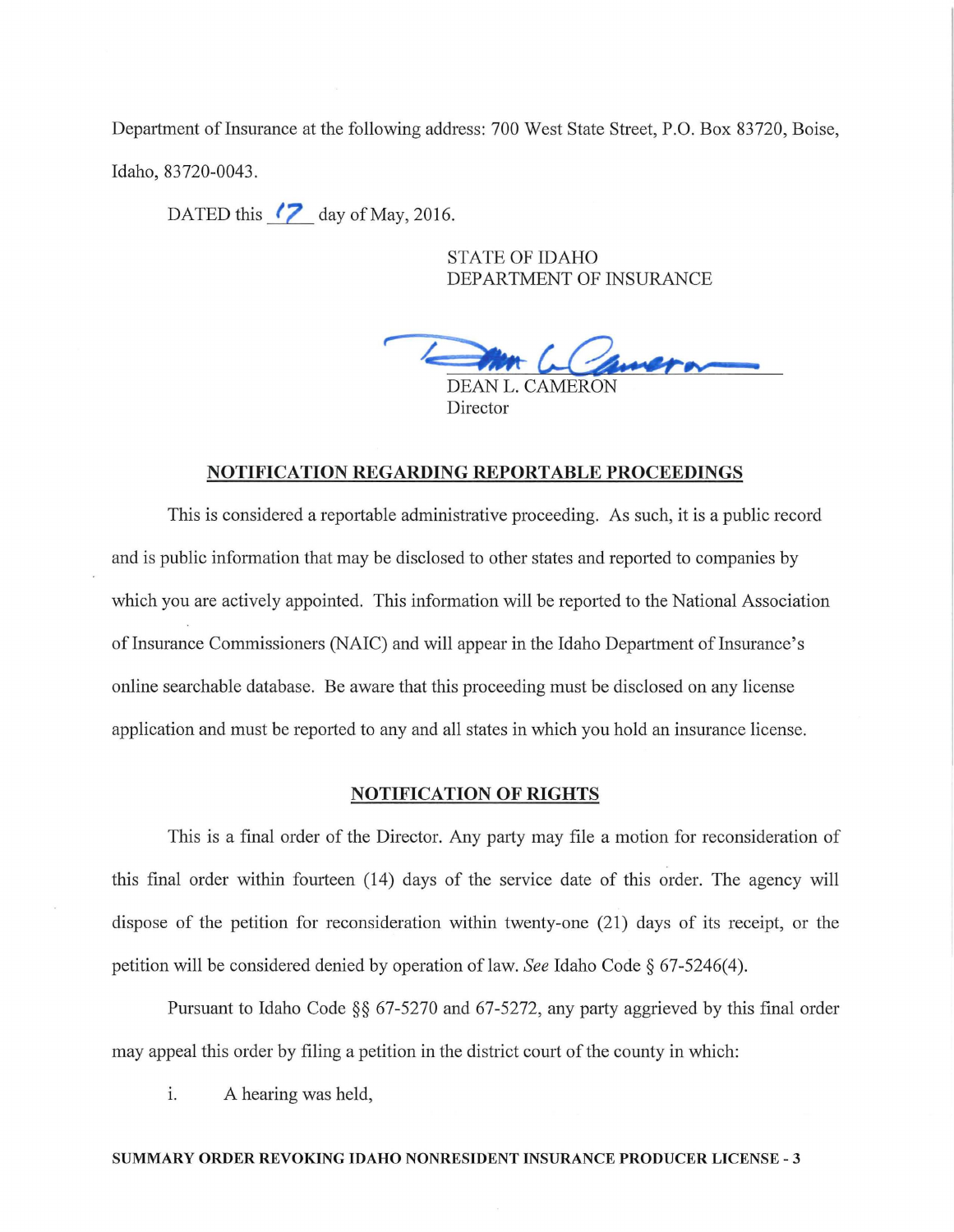Department of Insurance at the following address: 700 West State Street, P.O. Box 83720, Boise, Idaho, 83720-0043.

DATED this 17 day of May, 2016.

STATE OF IDAHO
DEPARTMENT OF INSURANCE

DEAN L. CAMERON
Director

## NOTIFICATION REGARDING REPORTABLE PROCEEDINGS

This is considered a reportable administrative proceeding. As such, it is a public record and is public information that may be disclosed to other states and reported to companies by which you are actively appointed. This information will be reported to the National Association of Insurance Commissioners (NAIC) and will appear in the Idaho Department of Insurance's online searchable database. Be aware that this proceeding must be disclosed on any license application and must be reported to any and all states in which you hold an insurance license.

## NOTIFICATION OF RIGHTS

This is a final order of the Director. Any party may file a motion for reconsideration of this final order within fourteen (14) days of the service date of this order. The agency will dispose of the petition for reconsideration within twenty-one (21) days of its receipt, or the petition will be considered denied by operation of law. *See* Idaho Code § 67-5246(4).

Pursuant to Idaho Code §§ 67-5270 and 67-5272, any party aggrieved by this final order may appeal this order by filing a petition in the district court of the county in which:

i. A hearing was held,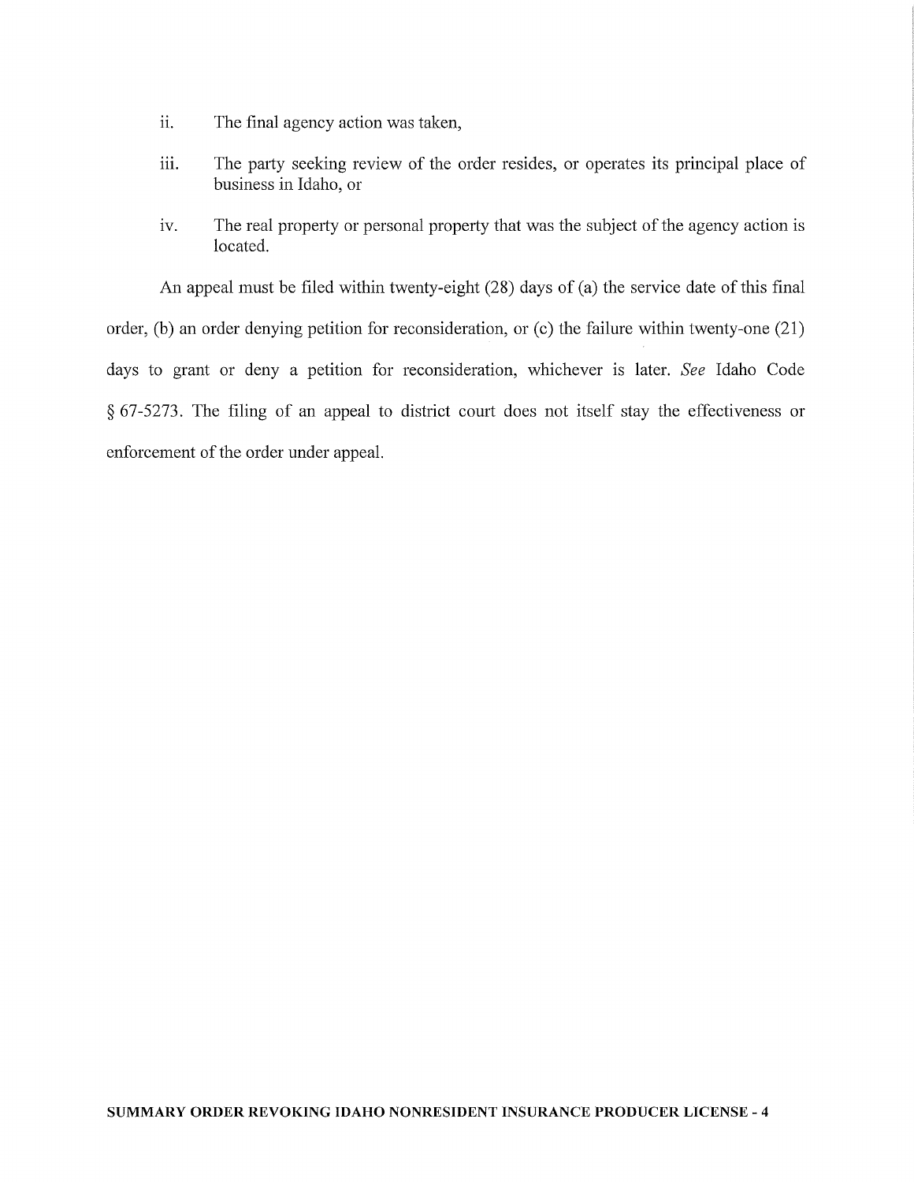ii. The final agency action was taken,

iii. The party seeking review of the order resides, or operates its principal place of business in Idaho, or

iv. The real property or personal property that was the subject of the agency action is located.

An appeal must be filed within twenty-eight (28) days of (a) the service date of this final order, (b) an order denying petition for reconsideration, or (c) the failure within twenty-one (21) days to grant or deny a petition for reconsideration, whichever is later. *See* Idaho Code § 67-5273. The filing of an appeal to district court does not itself stay the effectiveness or enforcement of the order under appeal.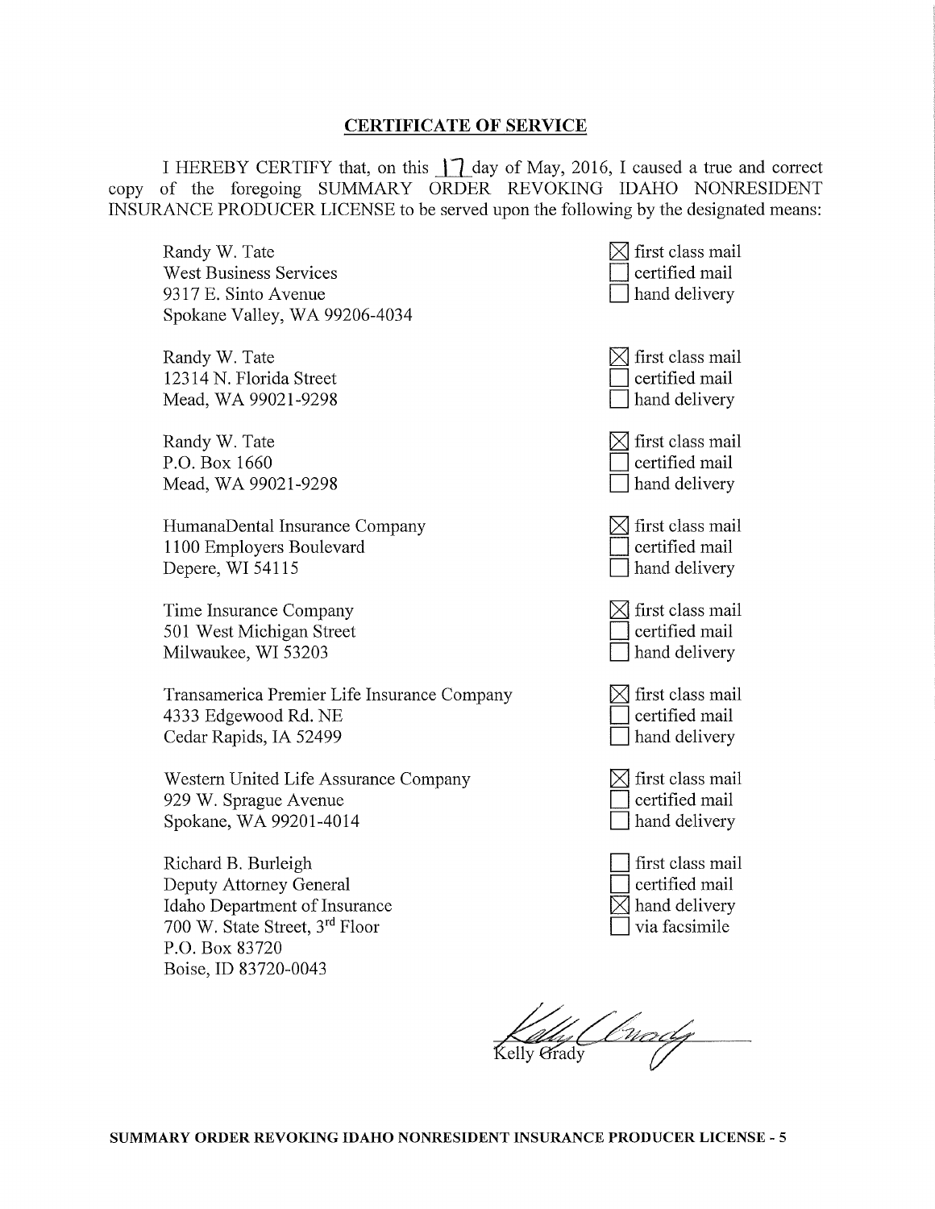## CERTIFICATE OF SERVICE

I HEREBY CERTIFY that, on this 17 day of May, 2016, I caused a true and correct copy of the foregoing SUMMARY ORDER REVOKING IDAHO NONRESIDENT INSURANCE PRODUCER LICENSE to be served upon the following by the designated means:

| | |
|---|---|
| Randy W. Tate<br>West Business Services<br>9317 E. Sinto Avenue<br>Spokane Valley, WA 99206-4034 | ☒ first class mail<br>☐ certified mail<br>☐ hand delivery |
| Randy W. Tate<br>12314 N. Florida Street<br>Mead, WA 99021-9298 | ☒ first class mail<br>☐ certified mail<br>☐ hand delivery |
| Randy W. Tate<br>P.O. Box 1660<br>Mead, WA 99021-9298 | ☒ first class mail<br>☐ certified mail<br>☐ hand delivery |
| HumanaDental Insurance Company<br>1100 Employers Boulevard<br>Depere, WI 54115 | ☒ first class mail<br>☐ certified mail<br>☐ hand delivery |
| Time Insurance Company<br>501 West Michigan Street<br>Milwaukee, WI 53203 | ☒ first class mail<br>☐ certified mail<br>☐ hand delivery |
| Transamerica Premier Life Insurance Company<br>4333 Edgewood Rd. NE<br>Cedar Rapids, IA 52499 | ☒ first class mail<br>☐ certified mail<br>☐ hand delivery |
| Western United Life Assurance Company<br>929 W. Sprague Avenue<br>Spokane, WA 99201-4014 | ☒ first class mail<br>☐ certified mail<br>☐ hand delivery |
| Richard B. Burleigh<br>Deputy Attorney General<br>Idaho Department of Insurance<br>700 W. State Street, 3rd Floor<br>P.O. Box 83720<br>Boise, ID 83720-0043 | ☐ first class mail<br>☐ certified mail<br>☒ hand delivery<br>☐ via facsimile |

Kelly Grady

Kelly Grady